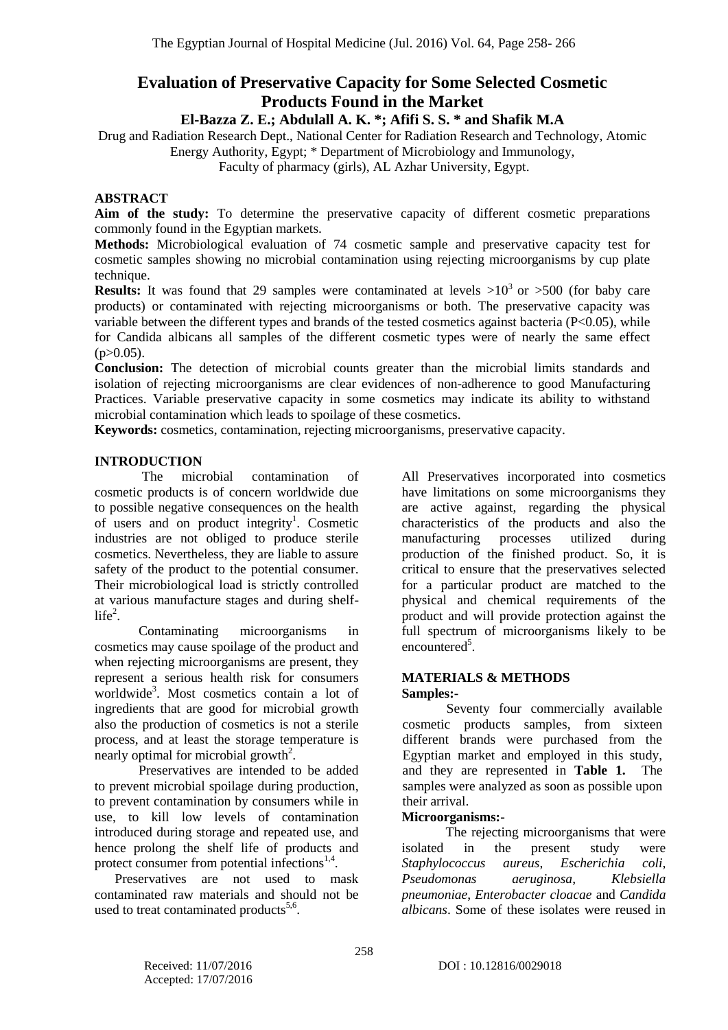# Evaluation of Preservative Capacity for Some Selected Cosmetic Products Found in the Market

**El-Bazza Z. E.; Abdulall A. K. *; Afifi S. S. * and Shafik M.A**

Drug and Radiation Research Dept., National Center for Radiation Research and Technology, Atomic Energy Authority, Egypt; * Department of Microbiology and Immunology, Faculty of pharmacy (girls), AL Azhar University, Egypt.

## ABSTRACT

**Aim of the study:** To determine the preservative capacity of different cosmetic preparations commonly found in the Egyptian markets.

**Methods:** Microbiological evaluation of 74 cosmetic sample and preservative capacity test for cosmetic samples showing no microbial contamination using rejecting microorganisms by cup plate technique.

**Results:** It was found that 29 samples were contaminated at levels $>10^3$ or $>500$ (for baby care products) or contaminated with rejecting microorganisms or both. The preservative capacity was variable between the different types and brands of the tested cosmetics against bacteria ($P<0.05$), while for Candida albicans all samples of the different cosmetic types were of nearly the same effect ($p>0.05$).

**Conclusion:** The detection of microbial counts greater than the microbial limits standards and isolation of rejecting microorganisms are clear evidences of non-adherence to good Manufacturing Practices. Variable preservative capacity in some cosmetics may indicate its ability to withstand microbial contamination which leads to spoilage of these cosmetics.

**Keywords:** cosmetics, contamination, rejecting microorganisms, preservative capacity.

## INTRODUCTION

The microbial contamination of cosmetic products is of concern worldwide due to possible negative consequences on the health of users and on product integrity[1]. Cosmetic industries are not obliged to produce sterile cosmetics. Nevertheless, they are liable to assure safety of the product to the potential consumer. Their microbiological load is strictly controlled at various manufacture stages and during shelf-life[2].

Contaminating microorganisms in cosmetics may cause spoilage of the product and when rejecting microorganisms are present, they represent a serious health risk for consumers worldwide[3]. Most cosmetics contain a lot of ingredients that are good for microbial growth also the production of cosmetics is not a sterile process, and at least the storage temperature is nearly optimal for microbial growth[2].

Preservatives are intended to be added to prevent microbial spoilage during production, to prevent contamination by consumers while in use, to kill low levels of contamination introduced during storage and repeated use, and hence prolong the shelf life of products and protect consumer from potential infections[1,4].

Preservatives are not used to mask contaminated raw materials and should not be used to treat contaminated products[5,6].

All Preservatives incorporated into cosmetics have limitations on some microorganisms they are active against, regarding the physical characteristics of the products and also the manufacturing processes utilized during production of the finished product. So, it is critical to ensure that the preservatives selected for a particular product are matched to the physical and chemical requirements of the product and will provide protection against the full spectrum of microorganisms likely to be encountered[5].

## MATERIALS & METHODS

### Samples:-

Seventy four commercially available cosmetic products samples, from sixteen different brands were purchased from the Egyptian market and employed in this study, and they are represented in **Table 1.** The samples were analyzed as soon as possible upon their arrival.

### Microorganisms:-

The rejecting microorganisms that were isolated in the present study were *Staphylococcus aureus*, *Escherichia coli*, *Pseudomonas aeruginosa*, *Klebsiella pneumoniae*, *Enterobacter cloacae* and *Candida albicans*. Some of these isolates were reused in

Received: 11/07/2016
Accepted: 17/07/2016

DOI : 10.12816/0029018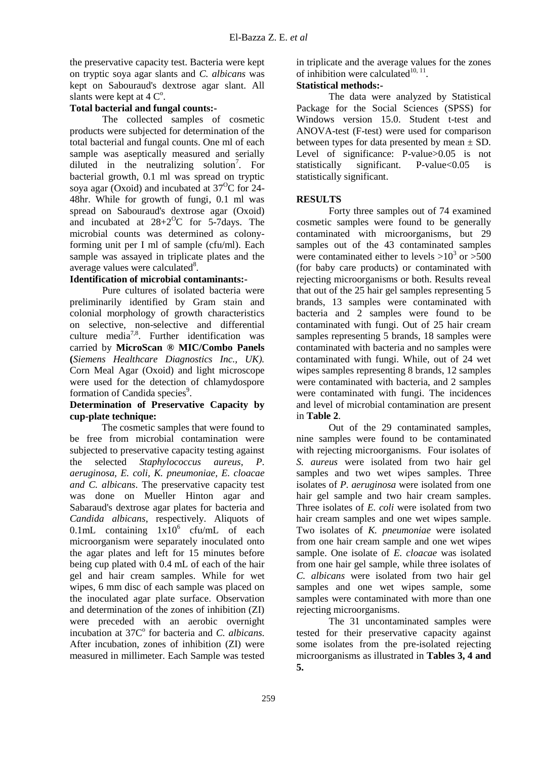the preservative capacity test. Bacteria were kept on tryptic soya agar slants and *C. albicans* was kept on Sabouraud's dextrose agar slant. All slants were kept at 4 C°.

**Total bacterial and fungal counts:-**

The collected samples of cosmetic products were subjected for determination of the total bacterial and fungal counts. One ml of each sample was aseptically measured and serially diluted in the neutralizing solution[7]. For bacterial growth, 0.1 ml was spread on tryptic soya agar (Oxoid) and incubated at 37°C for 24-48hr. While for growth of fungi, 0.1 ml was spread on Sabouraud's dextrose agar (Oxoid) and incubated at 28+2°C for 5-7days. The microbial counts was determined as colony-forming unit per I ml of sample (cfu/ml). Each sample was assayed in triplicate plates and the average values were calculated[8].

**Identification of microbial contaminants:-**

Pure cultures of isolated bacteria were preliminarily identified by Gram stain and colonial morphology of growth characteristics on selective, non-selective and differential culture media[7,8]. Further identification was carried by **MicroScan ® MIC/Combo Panels (***Siemens Healthcare Diagnostics Inc., UK).* Corn Meal Agar (Oxoid) and light microscope were used for the detection of chlamydospore formation of Candida species[9].

**Determination of Preservative Capacity by cup-plate technique:**

The cosmetic samples that were found to be free from microbial contamination were subjected to preservative capacity testing against the selected *Staphylococcus aureus, P. aeruginosa, E. coli, K. pneumoniae, E. cloacae and C. albicans*. The preservative capacity test was done on Mueller Hinton agar and Sabaraud's dextrose agar plates for bacteria and *Candida albicans*, respectively. Aliquots of 0.1mL containing $1x10^6$ cfu/mL of each microorganism were separately inoculated onto the agar plates and left for 15 minutes before being cup plated with 0.4 mL of each of the hair gel and hair cream samples. While for wet wipes, 6 mm disc of each sample was placed on the inoculated agar plate surface. Observation and determination of the zones of inhibition (ZI) were preceded with an aerobic overnight incubation at 37C° for bacteria and *C. albicans.* After incubation, zones of inhibition (ZI) were measured in millimeter. Each Sample was tested in triplicate and the average values for the zones of inhibition were calculated[10, 11].

**Statistical methods:-**

The data were analyzed by Statistical Package for the Social Sciences (SPSS) for Windows version 15.0. Student t-test and ANOVA-test (F-test) were used for comparison between types for data presented by mean ± SD. Level of significance: P-value>0.05 is not statistically significant. P-value<0.05 is statistically significant.

## RESULTS

Forty three samples out of 74 examined cosmetic samples were found to be generally contaminated with microorganisms, but 29 samples out of the 43 contaminated samples were contaminated either to levels $>10^3$ or >500 (for baby care products) or contaminated with rejecting microorganisms or both. Results reveal that out of the 25 hair gel samples representing 5 brands, 13 samples were contaminated with bacteria and 2 samples were found to be contaminated with fungi. Out of 25 hair cream samples representing 5 brands, 18 samples were contaminated with bacteria and no samples were contaminated with fungi. While, out of 24 wet wipes samples representing 8 brands, 12 samples were contaminated with bacteria, and 2 samples were contaminated with fungi. The incidences and level of microbial contamination are present in **Table 2**.

Out of the 29 contaminated samples, nine samples were found to be contaminated with rejecting microorganisms. Four isolates of *S. aureus* were isolated from two hair gel samples and two wet wipes samples. Three isolates of *P. aeruginosa* were isolated from one hair gel sample and two hair cream samples. Three isolates of *E. coli* were isolated from two hair cream samples and one wet wipes sample. Two isolates of *K. pneumoniae* were isolated from one hair cream sample and one wet wipes sample. One isolate of *E. cloacae* was isolated from one hair gel sample, while three isolates of *C. albicans* were isolated from two hair gel samples and one wet wipes sample, some samples were contaminated with more than one rejecting microorganisms.

The 31 uncontaminated samples were tested for their preservative capacity against some isolates from the pre-isolated rejecting microorganisms as illustrated in **Tables 3, 4 and 5.**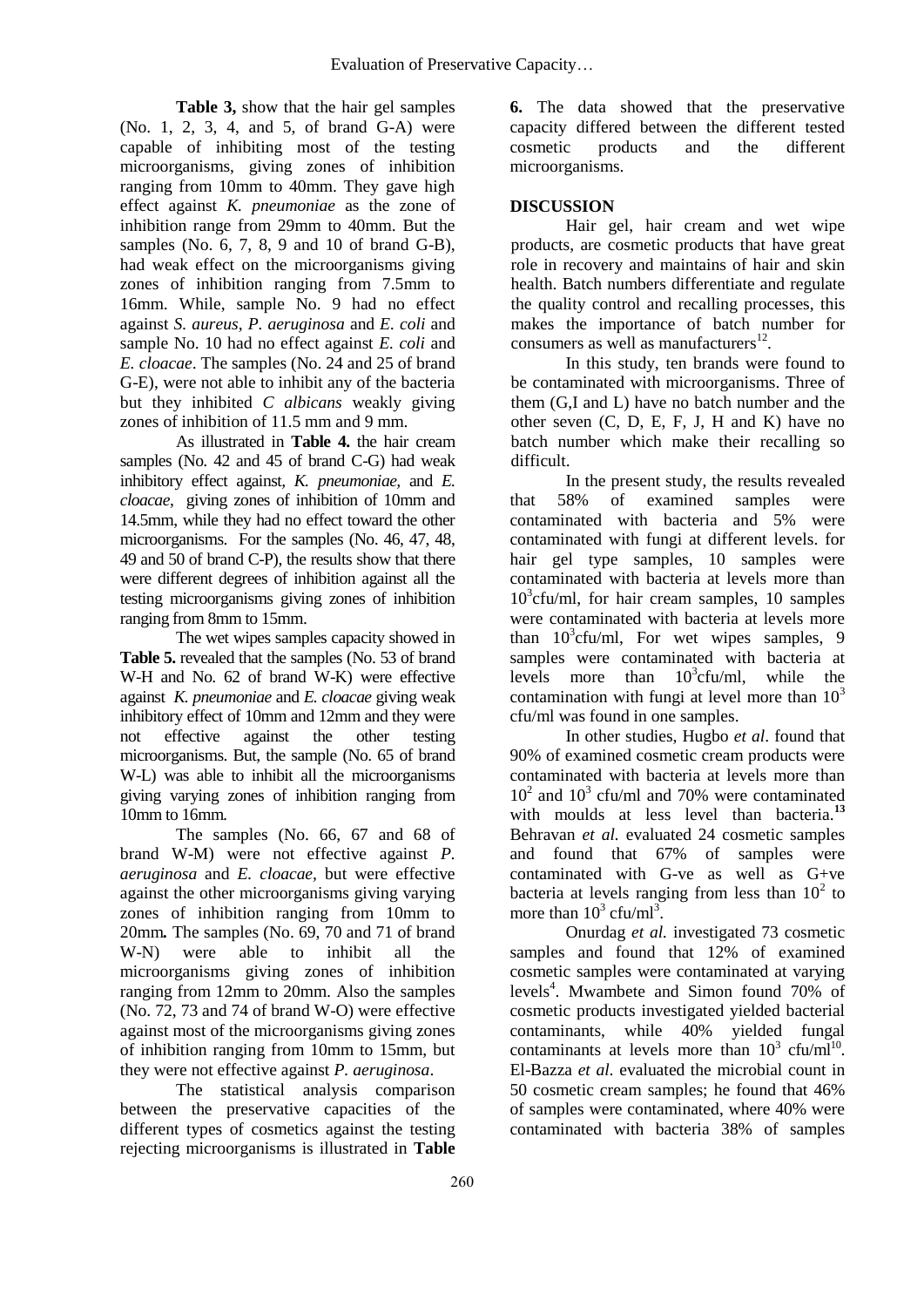**Table 3,** show that the hair gel samples (No. 1, 2, 3, 4, and 5, of brand G-A) were capable of inhibiting most of the testing microorganisms, giving zones of inhibition ranging from 10mm to 40mm. They gave high effect against *K. pneumoniae* as the zone of inhibition range from 29mm to 40mm. But the samples (No. 6, 7, 8, 9 and 10 of brand G-B), had weak effect on the microorganisms giving zones of inhibition ranging from 7.5mm to 16mm. While, sample No. 9 had no effect against *S. aureus, P. aeruginosa* and *E. coli* and sample No. 10 had no effect against *E. coli* and *E. cloacae*. The samples (No. 24 and 25 of brand G-E), were not able to inhibit any of the bacteria but they inhibited *C albicans* weakly giving zones of inhibition of 11.5 mm and 9 mm.

As illustrated in **Table 4.** the hair cream samples (No. 42 and 45 of brand C-G) had weak inhibitory effect against, *K. pneumoniae*, and *E. cloacae*, giving zones of inhibition of 10mm and 14.5mm, while they had no effect toward the other microorganisms. For the samples (No. 46, 47, 48, 49 and 50 of brand C-P), the results show that there were different degrees of inhibition against all the testing microorganisms giving zones of inhibition ranging from 8mm to 15mm.

The wet wipes samples capacity showed in **Table 5.** revealed that the samples (No. 53 of brand W-H and No. 62 of brand W-K) were effective against *K. pneumoniae* and *E. cloacae* giving weak inhibitory effect of 10mm and 12mm and they were not effective against the other testing microorganisms. But, the sample (No. 65 of brand W-L) was able to inhibit all the microorganisms giving varying zones of inhibition ranging from 10mm to 16mm.

The samples (No. 66, 67 and 68 of brand W-M) were not effective against *P. aeruginosa* and *E. cloacae*, but were effective against the other microorganisms giving varying zones of inhibition ranging from 10mm to 20mm**.** The samples (No. 69, 70 and 71 of brand W-N) were able to inhibit all the microorganisms giving zones of inhibition ranging from 12mm to 20mm. Also the samples (No. 72, 73 and 74 of brand W-O) were effective against most of the microorganisms giving zones of inhibition ranging from 10mm to 15mm, but they were not effective against *P. aeruginosa*.

The statistical analysis comparison between the preservative capacities of the different types of cosmetics against the testing rejecting microorganisms is illustrated in **Table 6.** The data showed that the preservative capacity differed between the different tested cosmetic products and the different microorganisms.

## DISCUSSION

Hair gel, hair cream and wet wipe products, are cosmetic products that have great role in recovery and maintains of hair and skin health. Batch numbers differentiate and regulate the quality control and recalling processes, this makes the importance of batch number for consumers as well as manufacturers[12].

In this study, ten brands were found to be contaminated with microorganisms. Three of them (G,I and L) have no batch number and the other seven (C, D, E, F, J, H and K) have no batch number which make their recalling so difficult.

In the present study, the results revealed that 58% of examined samples were contaminated with bacteria and 5% were contaminated with fungi at different levels. for hair gel type samples, 10 samples were contaminated with bacteria at levels more than $10^3$cfu/ml, for hair cream samples, 10 samples were contaminated with bacteria at levels more than $10^3$cfu/ml, For wet wipes samples, 9 samples were contaminated with bacteria at levels more than $10^3$cfu/ml, while the contamination with fungi at level more than $10^3$ cfu/ml was found in one samples.

In other studies, Hugbo *et al*. found that 90% of examined cosmetic cream products were contaminated with bacteria at levels more than $10^2$ and $10^3$ cfu/ml and 70% were contaminated with moulds at less level than bacteria.[13] Behravan *et al.* evaluated 24 cosmetic samples and found that 67% of samples were contaminated with G-ve as well as G+ve bacteria at levels ranging from less than $10^2$ to more than $10^3$ cfu/ml[3].

Onurdag *et al.* investigated 73 cosmetic samples and found that 12% of examined cosmetic samples were contaminated at varying levels[4]. Mwambete and Simon found 70% of cosmetic products investigated yielded bacterial contaminants, while 40% yielded fungal contaminants at levels more than $10^3$ cfu/ml[10]. El-Bazza *et al.* evaluated the microbial count in 50 cosmetic cream samples; he found that 46% of samples were contaminated, where 40% were contaminated with bacteria 38% of samples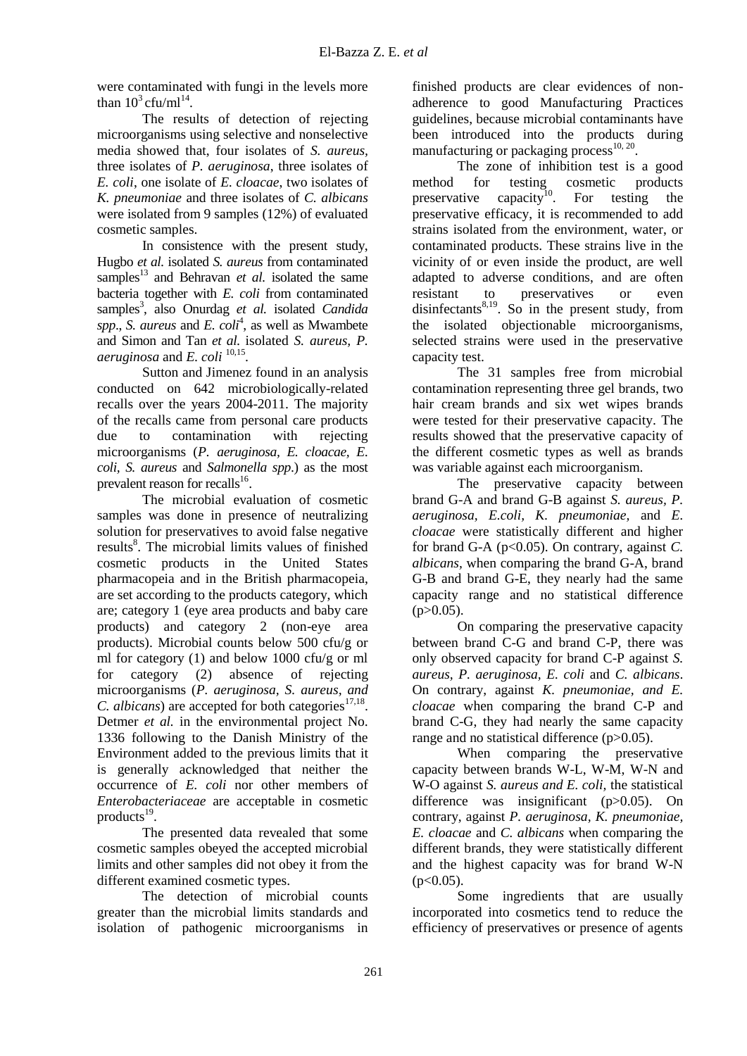were contaminated with fungi in the levels more than $10^3$ cfu/ml[14].

The results of detection of rejecting microorganisms using selective and nonselective media showed that, four isolates of *S. aureus*, three isolates of *P. aeruginosa*, three isolates of *E. coli*, one isolate of *E. cloacae*, two isolates of *K. pneumoniae* and three isolates of *C. albicans* were isolated from 9 samples (12%) of evaluated cosmetic samples.

In consistence with the present study, Hugbo *et al.* isolated *S. aureus* from contaminated samples[13] and Behravan *et al.* isolated the same bacteria together with *E. coli* from contaminated samples[3], also Onurdag *et al.* isolated *Candida spp*., *S. aureus* and *E. coli*[4], as well as Mwambete and Simon and Tan *et al.* isolated *S. aureus, P. aeruginosa* and *E. coli* [10,15].

Sutton and Jimenez found in an analysis conducted on 642 microbiologically-related recalls over the years 2004-2011. The majority of the recalls came from personal care products due to contamination with rejecting microorganisms (*P. aeruginosa, E. cloacae, E. coli, S. aureus* and *Salmonella spp*.) as the most prevalent reason for recalls[16].

The microbial evaluation of cosmetic samples was done in presence of neutralizing solution for preservatives to avoid false negative results[8]. The microbial limits values of finished cosmetic products in the United States pharmacopeia and in the British pharmacopeia, are set according to the products category, which are; category 1 (eye area products and baby care products) and category 2 (non-eye area products). Microbial counts below 500 cfu/g or ml for category (1) and below 1000 cfu/g or ml for category (2) absence of rejecting microorganisms (*P. aeruginosa, S. aureus, and C. albicans*) are accepted for both categories[17,18]. Detmer *et al.* in the environmental project No. 1336 following to the Danish Ministry of the Environment added to the previous limits that it is generally acknowledged that neither the occurrence of *E. coli* nor other members of *Enterobacteriaceae* are acceptable in cosmetic products[19].

The presented data revealed that some cosmetic samples obeyed the accepted microbial limits and other samples did not obey it from the different examined cosmetic types.

The detection of microbial counts greater than the microbial limits standards and isolation of pathogenic microorganisms in finished products are clear evidences of non-adherence to good Manufacturing Practices guidelines, because microbial contaminants have been introduced into the products during manufacturing or packaging process[10, 20].

The zone of inhibition test is a good method for testing cosmetic products preservative capacity[10]. For testing the preservative efficacy, it is recommended to add strains isolated from the environment, water, or contaminated products. These strains live in the vicinity of or even inside the product, are well adapted to adverse conditions, and are often resistant to preservatives or even disinfectants[8,19]. So in the present study, from the isolated objectionable microorganisms, selected strains were used in the preservative capacity test.

The 31 samples free from microbial contamination representing three gel brands, two hair cream brands and six wet wipes brands were tested for their preservative capacity. The results showed that the preservative capacity of the different cosmetic types as well as brands was variable against each microorganism.

The preservative capacity between brand G-A and brand G-B against *S. aureus, P. aeruginosa, E.coli, K. pneumoniae,* and *E. cloacae* were statistically different and higher for brand G-A ($p<0.05$). On contrary, against *C. albicans,* when comparing the brand G-A, brand G-B and brand G-E, they nearly had the same capacity range and no statistical difference ($p>0.05$).

On comparing the preservative capacity between brand C-G and brand C-P, there was only observed capacity for brand C-P against *S. aureus, P. aeruginosa, E. coli* and *C. albicans*. On contrary, against *K. pneumoniae, and E. cloacae* when comparing the brand C-P and brand C-G, they had nearly the same capacity range and no statistical difference ($p>0.05$).

When comparing the preservative capacity between brands W-L, W-M, W-N and W-O against *S. aureus and E. coli,* the statistical difference was insignificant ($p>0.05$). On contrary, against *P. aeruginosa, K. pneumoniae, E. cloacae* and *C. albicans* when comparing the different brands, they were statistically different and the highest capacity was for brand W-N ($p<0.05$).

Some ingredients that are usually incorporated into cosmetics tend to reduce the efficiency of preservatives or presence of agents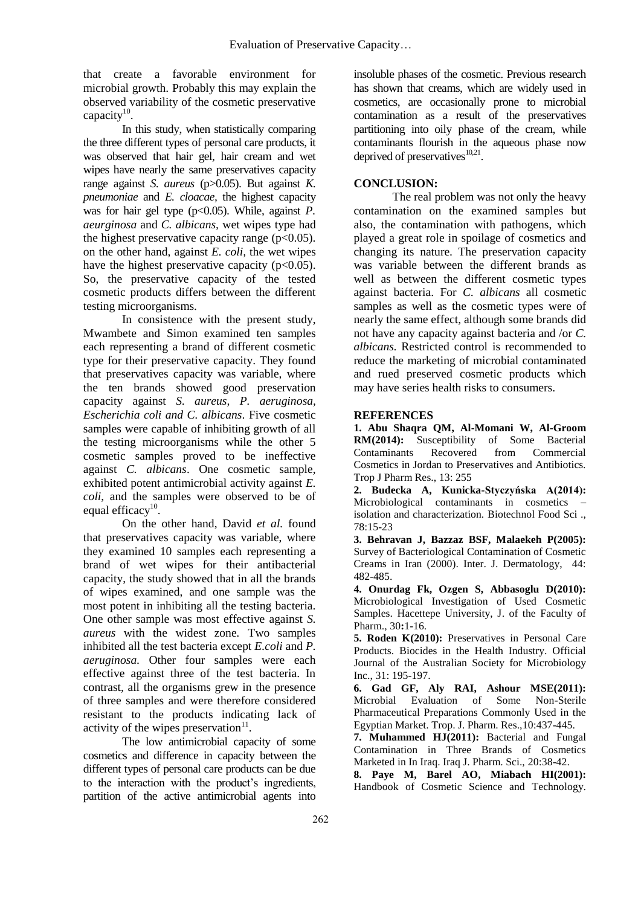that create a favorable environment for microbial growth. Probably this may explain the observed variability of the cosmetic preservative capacity[10].

In this study, when statistically comparing the three different types of personal care products, it was observed that hair gel, hair cream and wet wipes have nearly the same preservatives capacity range against *S. aureus* ($p>0.05$). But against *K. pneumoniae* and *E. cloacae*, the highest capacity was for hair gel type ($p<0.05$). While, against *P. aeurginosa* and *C. albicans*, wet wipes type had the highest preservative capacity range ($p<0.05$). on the other hand, against *E. coli*, the wet wipes have the highest preservative capacity ($p<0.05$). So, the preservative capacity of the tested cosmetic products differs between the different testing microorganisms.

In consistence with the present study, Mwambete and Simon examined ten samples each representing a brand of different cosmetic type for their preservative capacity. They found that preservatives capacity was variable, where the ten brands showed good preservation capacity against *S. aureus, P. aeruginosa, Escherichia coli and C. albicans*. Five cosmetic samples were capable of inhibiting growth of all the testing microorganisms while the other 5 cosmetic samples proved to be ineffective against *C. albicans*. One cosmetic sample, exhibited potent antimicrobial activity against *E. coli*, and the samples were observed to be of equal efficacy[10].

On the other hand, David *et al.* found that preservatives capacity was variable, where they examined 10 samples each representing a brand of wet wipes for their antibacterial capacity, the study showed that in all the brands of wipes examined, and one sample was the most potent in inhibiting all the testing bacteria. One other sample was most effective against *S. aureus* with the widest zone. Two samples inhibited all the test bacteria except *E.coli* and *P. aeruginosa.* Other four samples were each effective against three of the test bacteria. In contrast, all the organisms grew in the presence of three samples and were therefore considered resistant to the products indicating lack of activity of the wipes preservation[11].

The low antimicrobial capacity of some cosmetics and difference in capacity between the different types of personal care products can be due to the interaction with the product's ingredients, partition of the active antimicrobial agents into insoluble phases of the cosmetic. Previous research has shown that creams, which are widely used in cosmetics, are occasionally prone to microbial contamination as a result of the preservatives partitioning into oily phase of the cream, while contaminants flourish in the aqueous phase now deprived of preservatives[10,21].

## CONCLUSION:

The real problem was not only the heavy contamination on the examined samples but also, the contamination with pathogens, which played a great role in spoilage of cosmetics and changing its nature. The preservation capacity was variable between the different brands as well as between the different cosmetic types against bacteria. For *C. albicans* all cosmetic samples as well as the cosmetic types were of nearly the same effect, although some brands did not have any capacity against bacteria and /or *C. albicans*. Restricted control is recommended to reduce the marketing of microbial contaminated and rued preserved cosmetic products which may have series health risks to consumers.

## REFERENCES

**1. Abu Shaqra QM, Al-Momani W, Al-Groom RM(2014):** Susceptibility of Some Bacterial Contaminants Recovered from Commercial Cosmetics in Jordan to Preservatives and Antibiotics. Trop J Pharm Res., 13: 255

**2. Budecka A, Kunicka-Styczyńska A(2014):** Microbiological contaminants in cosmetics – isolation and characterization. Biotechnol Food Sci ., 78:15-23

**3. Behravan J, Bazzaz BSF, Malaekeh P(2005):** Survey of Bacteriological Contamination of Cosmetic Creams in Iran (2000). Inter. J. Dermatology, 44: 482-485.

**4. Onurdag Fk, Ozgen S, Abbasoglu D(2010):** Microbiological Investigation of Used Cosmetic Samples. Hacettepe University, J. of the Faculty of Pharm., 30**:**1-16.

**5. Roden K(2010):** Preservatives in Personal Care Products. Biocides in the Health Industry. Official Journal of the Australian Society for Microbiology Inc., 31: 195-197.

**6. Gad GF, Aly RAI, Ashour MSE(2011):** Microbial Evaluation of Some Non-Sterile Pharmaceutical Preparations Commonly Used in the Egyptian Market. Trop. J. Pharm. Res.,10:437-445.

**7. Muhammed HJ(2011):** Bacterial and Fungal Contamination in Three Brands of Cosmetics Marketed in In Iraq. Iraq J. Pharm. Sci., 20:38-42.

**8. Paye M, Barel AO, Miabach HI(2001):** Handbook of Cosmetic Science and Technology.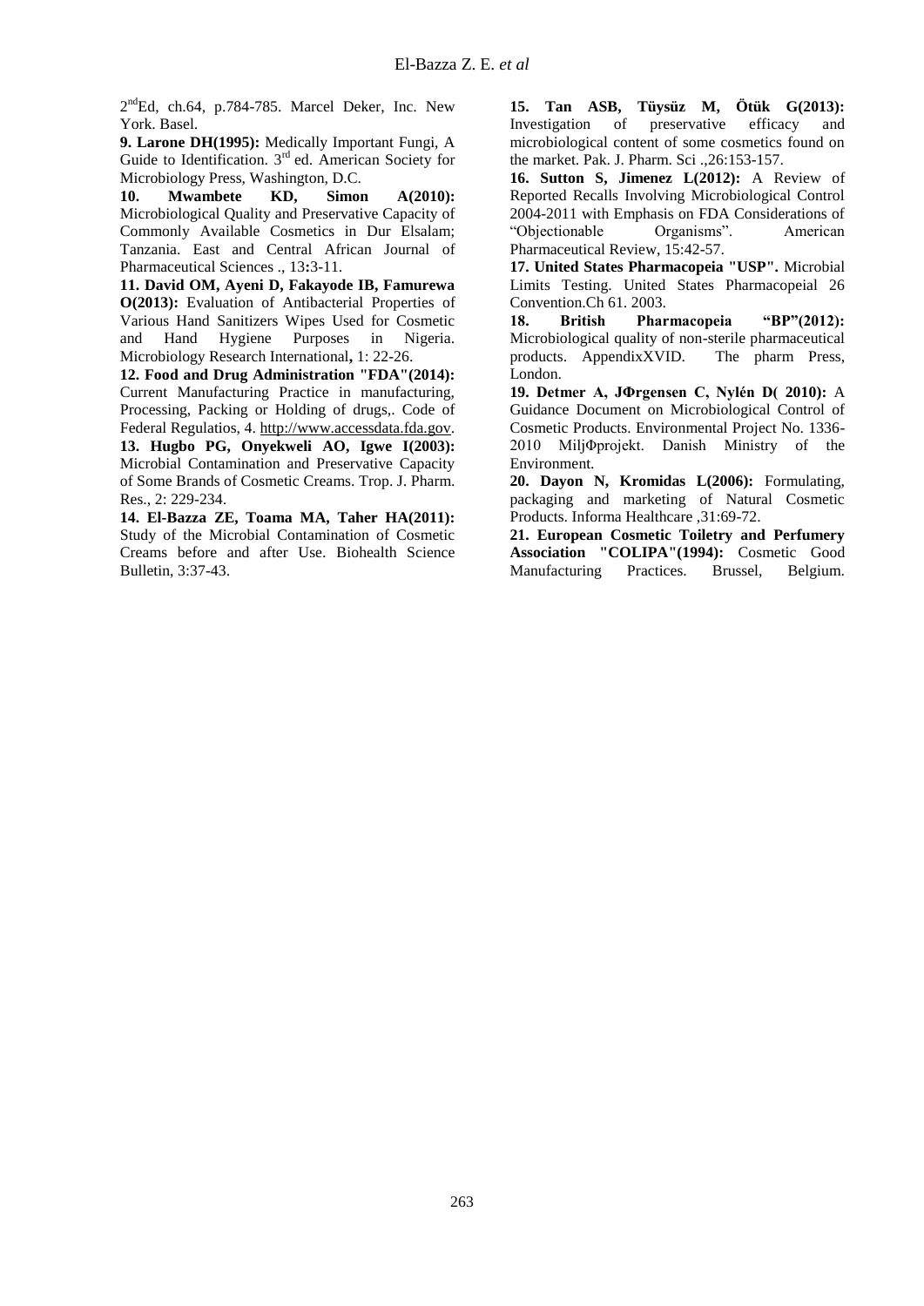2[nd]Ed, ch.64, p.784-785. Marcel Deker, Inc. New York. Basel.

**9. Larone DH(1995):** Medically Important Fungi, A Guide to Identification. 3[rd] ed. American Society for Microbiology Press, Washington, D.C.

**10. Mwambete KD, Simon A(2010):** Microbiological Quality and Preservative Capacity of Commonly Available Cosmetics in Dur Elsalam; Tanzania. East and Central African Journal of Pharmaceutical Sciences ., 13**:**3-11.

**11. David OM, Ayeni D, Fakayode IB, Famurewa O(2013):** Evaluation of Antibacterial Properties of Various Hand Sanitizers Wipes Used for Cosmetic and Hand Hygiene Purposes in Nigeria. Microbiology Research International**,** 1: 22-26.

**12. Food and Drug Administration "FDA"(2014):** Current Manufacturing Practice in manufacturing, Processing, Packing or Holding of drugs,. Code of Federal Regulatios, 4. http://www.accessdata.fda.gov.

**13. Hugbo PG, Onyekweli AO, Igwe I(2003):** Microbial Contamination and Preservative Capacity of Some Brands of Cosmetic Creams. Trop. J. Pharm. Res., 2: 229-234.

**14. El-Bazza ZE, Toama MA, Taher HA(2011):** Study of the Microbial Contamination of Cosmetic Creams before and after Use. Biohealth Science Bulletin, 3:37-43.

**15. Tan ASB, Tüysüz M, Ötük G(2013):** Investigation of preservative efficacy and microbiological content of some cosmetics found on the market. Pak. J. Pharm. Sci .,26:153-157.

**16. Sutton S, Jimenez L(2012):** A Review of Reported Recalls Involving Microbiological Control 2004-2011 with Emphasis on FDA Considerations of "Objectionable Organisms". American Pharmaceutical Review, 15:42-57.

**17. United States Pharmacopeia "USP".** Microbial Limits Testing. United States Pharmacopeial 26 Convention.Ch 61. 2003.

**18. British Pharmacopeia "BP"(2012):** Microbiological quality of non-sterile pharmaceutical products. AppendixXVID. The pharm Press, London.

**19. Detmer A, JΦrgensen C, Nylén D( 2010):** A Guidance Document on Microbiological Control of Cosmetic Products. Environmental Project No. 1336-2010 MiljΦprojekt. Danish Ministry of the Environment.

**20. Dayon N, Kromidas L(2006):** Formulating, packaging and marketing of Natural Cosmetic Products. Informa Healthcare ,31:69-72.

**21. European Cosmetic Toiletry and Perfumery Association "COLIPA"(1994):** Cosmetic Good Manufacturing Practices. Brussel, Belgium.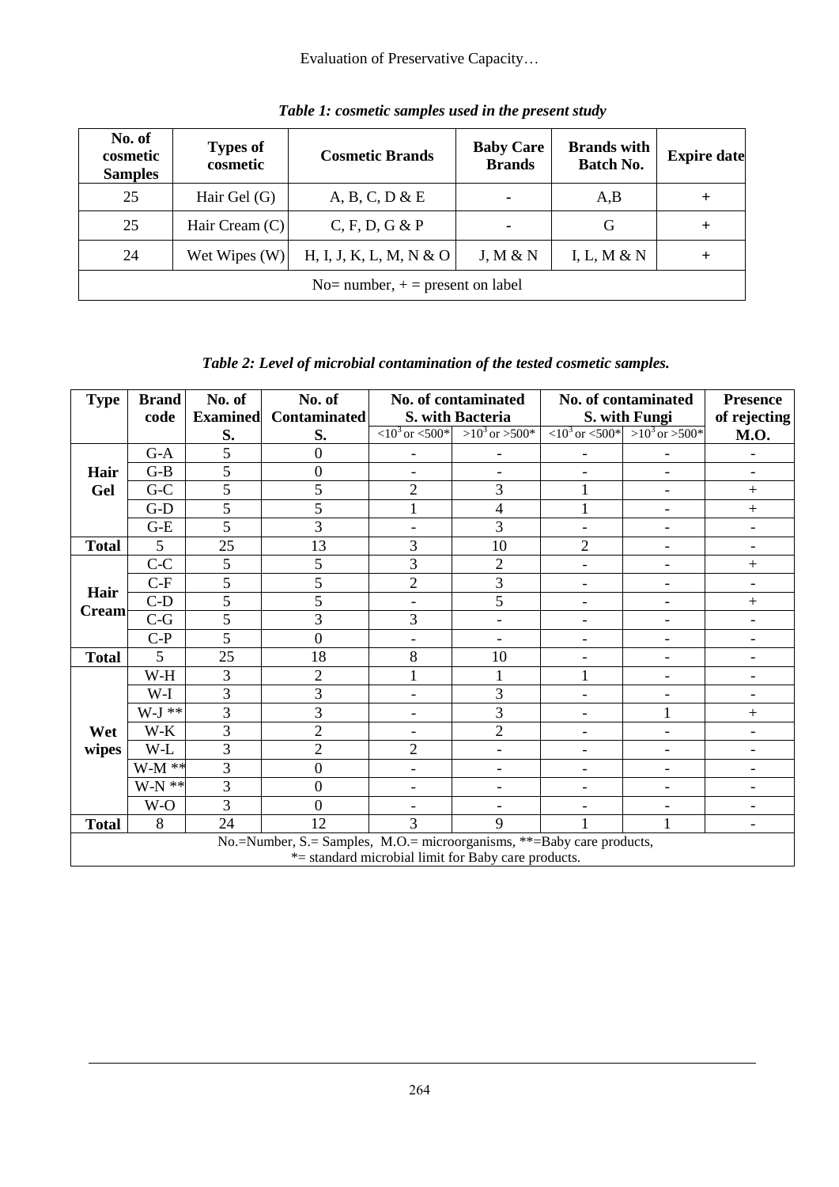***Table 1: cosmetic samples used in the present study***

| No. of cosmetic Samples | Types of cosmetic | Cosmetic Brands | Baby Care Brands | Brands with Batch No. | Expire date |
|---|---|---|---|---|---|
| 25 | Hair Gel (G) | A, B, C, D & E | - | A,B | + |
| 25 | Hair Cream (C) | C, F, D, G & P | - | G | + |
| 24 | Wet Wipes (W) | H, I, J, K, L, M, N & O | J, M & N | I, L, M & N | + |
| No= number, + = present on label | | | | | |

***Table 2: Level of microbial contamination of the tested cosmetic samples.***

| Type | Brand code | No. of Examined S. | No. of Contaminated S. | No. of contaminated S. with Bacteria | | No. of contaminated S. with Fungi | | Presence of rejecting M.O. |
|---|---|---|---|---|---|---|---|---|
| | | | | $<10^3$ or $<500$* | $>10^3$ or $>500$* | $<10^3$ or $<500$* | $>10^3$ or $>500$* | |
| Hair Gel | G-A | 5 | 0 | - | - | - | - | - |
| | G-B | 5 | 0 | - | - | - | - | - |
| | G-C | 5 | 5 | 2 | 3 | 1 | - | + |
| | G-D | 5 | 5 | 1 | 4 | 1 | - | + |
| | G-E | 5 | 3 | - | 3 | - | - | - |
| **Total** | 5 | 25 | 13 | 3 | 10 | 2 | - | - |
| Hair Cream | C-C | 5 | 5 | 3 | 2 | - | - | + |
| | C-F | 5 | 5 | 2 | 3 | - | - | - |
| | C-D | 5 | 5 | - | 5 | - | - | + |
| | C-G | 5 | 3 | 3 | - | - | - | - |
| | C-P | 5 | 0 | - | - | - | - | - |
| **Total** | 5 | 25 | 18 | 8 | 10 | - | - | - |
| Wet wipes | W-H | 3 | 2 | 1 | 1 | 1 | - | - |
| | W-I | 3 | 3 | - | 3 | - | - | - |
| | W-J ** | 3 | 3 | - | 3 | - | 1 | + |
| | W-K | 3 | 2 | - | 2 | - | - | - |
| | W-L | 3 | 2 | 2 | - | - | - | - |
| | W-M ** | 3 | 0 | - | - | - | - | - |
| | W-N ** | 3 | 0 | - | - | - | - | - |
| | W-O | 3 | 0 | - | - | - | - | - |
| **Total** | 8 | 24 | 12 | 3 | 9 | 1 | 1 | - |

No.=Number, S.= Samples, M.O.= microorganisms, **=Baby care products,
*= standard microbial limit for Baby care products.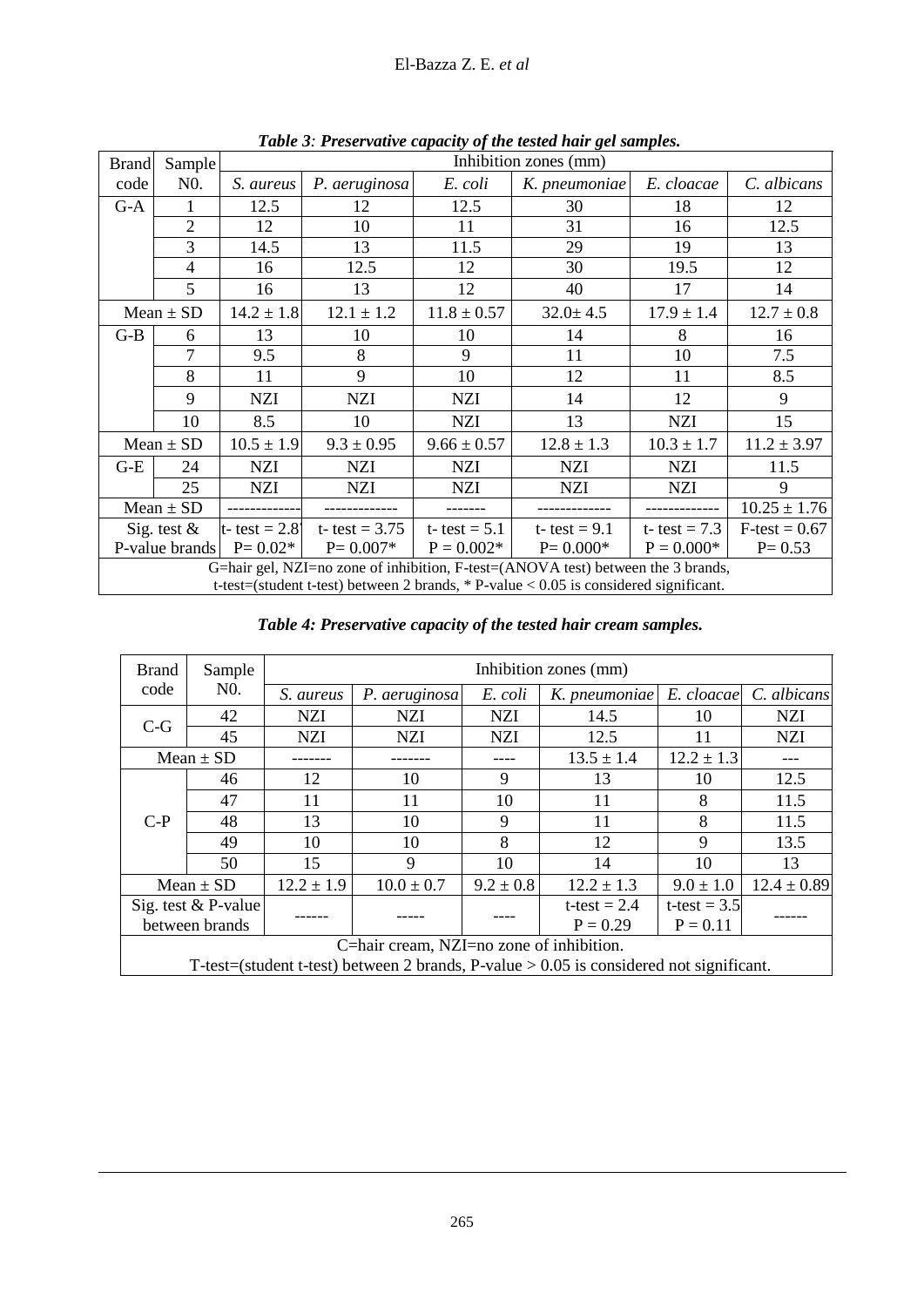***Table 3**: Preservative capacity of the tested hair gel samples.*

| Brand code | Sample N0. | Inhibition zones (mm) | | | | | |
|---|---|---|---|---|---|---|---|
| | | *S. aureus* | *P. aeruginosa* | *E. coli* | *K. pneumoniae* | *E. cloacae* | *C. albicans* |
| G-A | 1 | 12.5 | 12 | 12.5 | 30 | 18 | 12 |
| | 2 | 12 | 10 | 11 | 31 | 16 | 12.5 |
| | 3 | 14.5 | 13 | 11.5 | 29 | 19 | 13 |
| | 4 | 16 | 12.5 | 12 | 30 | 19.5 | 12 |
| | 5 | 16 | 13 | 12 | 40 | 17 | 14 |
| Mean ± SD | | 14.2 ± 1.8 | 12.1 ± 1.2 | 11.8 ± 0.57 | 32.0± 4.5 | 17.9 ± 1.4 | 12.7 ± 0.8 |
| G-B | 6 | 13 | 10 | 10 | 14 | 8 | 16 |
| | 7 | 9.5 | 8 | 9 | 11 | 10 | 7.5 |
| | 8 | 11 | 9 | 10 | 12 | 11 | 8.5 |
| | 9 | NZI | NZI | NZI | 14 | 12 | 9 |
| | 10 | 8.5 | 10 | NZI | 13 | NZI | 15 |
| Mean ± SD | | 10.5 ± 1.9 | 9.3 ± 0.95 | 9.66 ± 0.57 | 12.8 ± 1.3 | 10.3 ± 1.7 | 11.2 ± 3.97 |
| G-E | 24 | NZI | NZI | NZI | NZI | NZI | 11.5 |
| | 25 | NZI | NZI | NZI | NZI | NZI | 9 |
| Mean ± SD | | ------------- | ------------- | ------- | ------------- | ------------- | 10.25 ± 1.76 |
| Sig. test & P-value brands | | t- test = 2.8 P= 0.02* | t- test = 3.75 P= 0.007* | t- test = 5.1 P = 0.002* | t- test = 9.1 P= 0.000* | t- test = 7.3 P = 0.000* | F-test = 0.67 P= 0.53 |
| G=hair gel, NZI=no zone of inhibition, F-test=(ANOVA test) between the 3 brands, t-test=(student t-test) between 2 brands, * P-value < 0.05 is considered significant. | | | | | | | |

***Table 4: Preservative capacity of the tested hair cream samples.***

| Brand code | Sample N0. | Inhibition zones (mm) | | | | | |
|---|---|---|---|---|---|---|---|
| | | *S. aureus* | *P. aeruginosa* | *E. coli* | *K. pneumoniae* | *E. cloacae* | *C. albicans* |
| C-G | 42 | NZI | NZI | NZI | 14.5 | 10 | NZI |
| | 45 | NZI | NZI | NZI | 12.5 | 11 | NZI |
| Mean ± SD | | ------- | ------- | ---- | 13.5 ± 1.4 | 12.2 ± 1.3 | --- |
| C-P | 46 | 12 | 10 | 9 | 13 | 10 | 12.5 |
| | 47 | 11 | 11 | 10 | 11 | 8 | 11.5 |
| | 48 | 13 | 10 | 9 | 11 | 8 | 11.5 |
| | 49 | 10 | 10 | 8 | 12 | 9 | 13.5 |
| | 50 | 15 | 9 | 10 | 14 | 10 | 13 |
| Mean ± SD | | 12.2 ± 1.9 | 10.0 ± 0.7 | 9.2 ± 0.8 | 12.2 ± 1.3 | 9.0 ± 1.0 | 12.4 ± 0.89 |
| Sig. test & P-value between brands | | ------ | ----- | ---- | t-test = 2.4 P = 0.29 | t-test = 3.5 P = 0.11 | ------ |
| C=hair cream, NZI=no zone of inhibition. T-test=(student t-test) between 2 brands, P-value > 0.05 is considered not significant. | | | | | | | |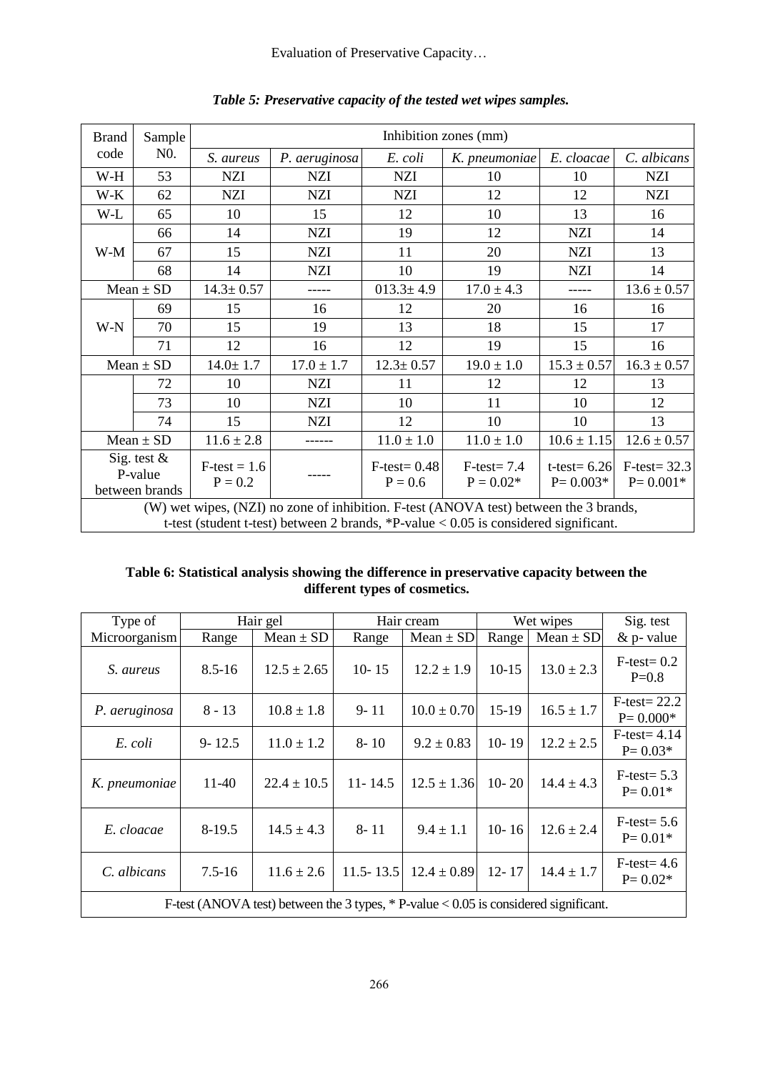***Table 5: Preservative capacity of the tested wet wipes samples.***

| Brand code | Sample N0. | Inhibition zones (mm) | | | | | |
|---|---|---|---|---|---|---|---|
| | | *S. aureus* | *P. aeruginosa* | *E. coli* | *K. pneumoniae* | *E. cloacae* | *C. albicans* |
| W-H | 53 | NZI | NZI | NZI | 10 | 10 | NZI |
| W-K | 62 | NZI | NZI | NZI | 12 | 12 | NZI |
| W-L | 65 | 10 | 15 | 12 | 10 | 13 | 16 |
| W-M | 66 | 14 | NZI | 19 | 12 | NZI | 14 |
| | 67 | 15 | NZI | 11 | 20 | NZI | 13 |
| | 68 | 14 | NZI | 10 | 19 | NZI | 14 |
| Mean ± SD | | 14.3± 0.57 | ----- | 013.3± 4.9 | 17.0 ± 4.3 | ----- | 13.6 ± 0.57 |
| W-N | 69 | 15 | 16 | 12 | 20 | 16 | 16 |
| | 70 | 15 | 19 | 13 | 18 | 15 | 17 |
| | 71 | 12 | 16 | 12 | 19 | 15 | 16 |
| Mean ± SD | | 14.0± 1.7 | 17.0 ± 1.7 | 12.3± 0.57 | 19.0 ± 1.0 | 15.3 ± 0.57 | 16.3 ± 0.57 |
| | 72 | 10 | NZI | 11 | 12 | 12 | 13 |
| | 73 | 10 | NZI | 10 | 11 | 10 | 12 |
| | 74 | 15 | NZI | 12 | 10 | 10 | 13 |
| Mean ± SD | | 11.6 ± 2.8 | ------ | 11.0 ± 1.0 | 11.0 ± 1.0 | 10.6 ± 1.15 | 12.6 ± 0.57 |
| Sig. test & P-value between brands | | F-test = 1.6 P = 0.2 | ----- | F-test= 0.48 P = 0.6 | F-test= 7.4 P = 0.02* | t-test= 6.26 P= 0.003* | F-test= 32.3 P= 0.001* |

(W) wet wipes, (NZI) no zone of inhibition. F-test (ANOVA test) between the 3 brands, t-test (student t-test) between 2 brands, *P-value < 0.05 is considered significant.

**Table 6: Statistical analysis showing the difference in preservative capacity between the different types of cosmetics.**

| Type of Microorganism | Hair gel | | Hair cream | | Wet wipes | | Sig. test & p- value |
|---|---|---|---|---|---|---|---|
| | Range | Mean ± SD | Range | Mean ± SD | Range | Mean ± SD | |
| *S. aureus* | 8.5-16 | 12.5 ± 2.65 | 10- 15 | 12.2 ± 1.9 | 10-15 | 13.0 ± 2.3 | F-test= 0.2 P=0.8 |
| *P. aeruginosa* | 8 - 13 | 10.8 ± 1.8 | 9- 11 | 10.0 ± 0.70 | 15-19 | 16.5 ± 1.7 | F-test= 22.2 P= 0.000* |
| *E. coli* | 9- 12.5 | 11.0 ± 1.2 | 8- 10 | 9.2 ± 0.83 | 10- 19 | 12.2 ± 2.5 | F-test= 4.14 P= 0.03* |
| *K. pneumoniae* | 11-40 | 22.4 ± 10.5 | 11- 14.5 | 12.5 ± 1.36 | 10- 20 | 14.4 ± 4.3 | F-test= 5.3 P= 0.01* |
| *E. cloacae* | 8-19.5 | 14.5 ± 4.3 | 8- 11 | 9.4 ± 1.1 | 10- 16 | 12.6 ± 2.4 | F-test= 5.6 P= 0.01* |
| *C. albicans* | 7.5-16 | 11.6 ± 2.6 | 11.5- 13.5 | 12.4 ± 0.89 | 12- 17 | 14.4 ± 1.7 | F-test= 4.6 P= 0.02* |

F-test (ANOVA test) between the 3 types, * P-value < 0.05 is considered significant.